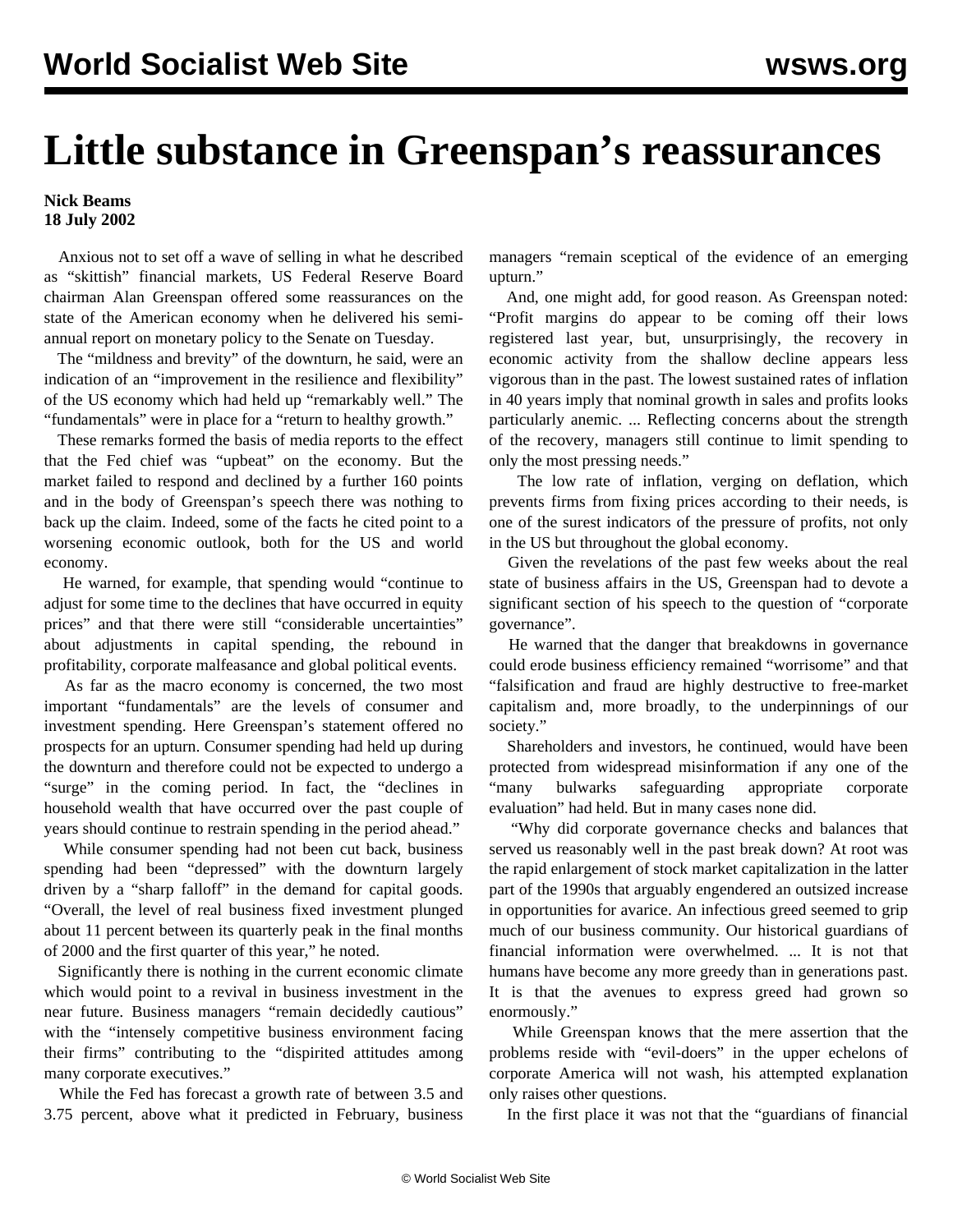# Little substance in Greenspan's reassurances

**Nick Beams**
**18 July 2002**

Anxious not to set off a wave of selling in what he described as "skittish" financial markets, US Federal Reserve Board chairman Alan Greenspan offered some reassurances on the state of the American economy when he delivered his semi-annual report on monetary policy to the Senate on Tuesday.

The "mildness and brevity" of the downturn, he said, were an indication of an "improvement in the resilience and flexibility" of the US economy which had held up "remarkably well." The "fundamentals" were in place for a "return to healthy growth."

These remarks formed the basis of media reports to the effect that the Fed chief was "upbeat" on the economy. But the market failed to respond and declined by a further 160 points and in the body of Greenspan's speech there was nothing to back up the claim. Indeed, some of the facts he cited point to a worsening economic outlook, both for the US and world economy.

He warned, for example, that spending would "continue to adjust for some time to the declines that have occurred in equity prices" and that there were still "considerable uncertainties" about adjustments in capital spending, the rebound in profitability, corporate malfeasance and global political events.

As far as the macro economy is concerned, the two most important "fundamentals" are the levels of consumer and investment spending. Here Greenspan's statement offered no prospects for an upturn. Consumer spending had held up during the downturn and therefore could not be expected to undergo a "surge" in the coming period. In fact, the "declines in household wealth that have occurred over the past couple of years should continue to restrain spending in the period ahead."

While consumer spending had not been cut back, business spending had been "depressed" with the downturn largely driven by a "sharp falloff" in the demand for capital goods. "Overall, the level of real business fixed investment plunged about 11 percent between its quarterly peak in the final months of 2000 and the first quarter of this year," he noted.

Significantly there is nothing in the current economic climate which would point to a revival in business investment in the near future. Business managers "remain decidedly cautious" with the "intensely competitive business environment facing their firms" contributing to the "dispirited attitudes among many corporate executives."

While the Fed has forecast a growth rate of between 3.5 and 3.75 percent, above what it predicted in February, business managers "remain sceptical of the evidence of an emerging upturn."

And, one might add, for good reason. As Greenspan noted: "Profit margins do appear to be coming off their lows registered last year, but, unsurprisingly, the recovery in economic activity from the shallow decline appears less vigorous than in the past. The lowest sustained rates of inflation in 40 years imply that nominal growth in sales and profits looks particularly anemic. ... Reflecting concerns about the strength of the recovery, managers still continue to limit spending to only the most pressing needs."

The low rate of inflation, verging on deflation, which prevents firms from fixing prices according to their needs, is one of the surest indicators of the pressure of profits, not only in the US but throughout the global economy.

Given the revelations of the past few weeks about the real state of business affairs in the US, Greenspan had to devote a significant section of his speech to the question of "corporate governance".

He warned that the danger that breakdowns in governance could erode business efficiency remained "worrisome" and that "falsification and fraud are highly destructive to free-market capitalism and, more broadly, to the underpinnings of our society."

Shareholders and investors, he continued, would have been protected from widespread misinformation if any one of the "many bulwarks safeguarding appropriate corporate evaluation" had held. But in many cases none did.

"Why did corporate governance checks and balances that served us reasonably well in the past break down? At root was the rapid enlargement of stock market capitalization in the latter part of the 1990s that arguably engendered an outsized increase in opportunities for avarice. An infectious greed seemed to grip much of our business community. Our historical guardians of financial information were overwhelmed. ... It is not that humans have become any more greedy than in generations past. It is that the avenues to express greed had grown so enormously."

While Greenspan knows that the mere assertion that the problems reside with "evil-doers" in the upper echelons of corporate America will not wash, his attempted explanation only raises other questions.

In the first place it was not that the "guardians of financial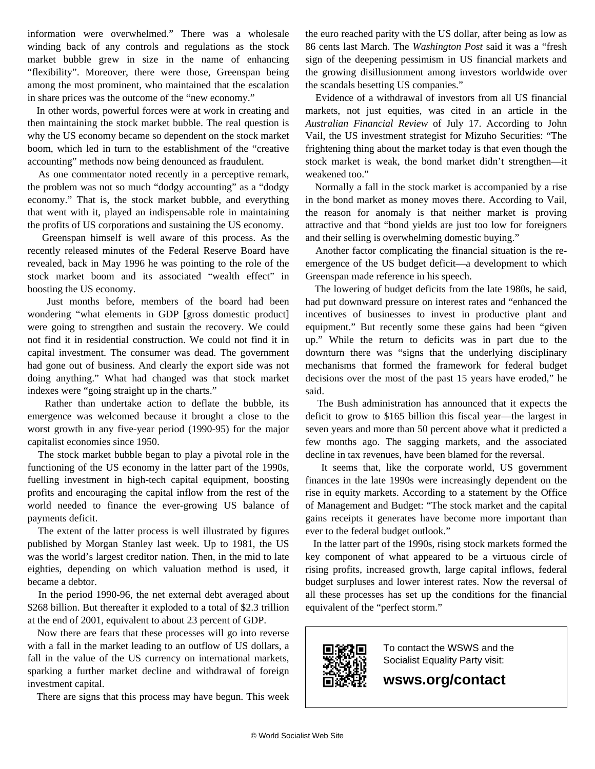information were overwhelmed." There was a wholesale winding back of any controls and regulations as the stock market bubble grew in size in the name of enhancing "flexibility". Moreover, there were those, Greenspan being among the most prominent, who maintained that the escalation in share prices was the outcome of the "new economy."

In other words, powerful forces were at work in creating and then maintaining the stock market bubble. The real question is why the US economy became so dependent on the stock market boom, which led in turn to the establishment of the "creative accounting" methods now being denounced as fraudulent.

As one commentator noted recently in a perceptive remark, the problem was not so much "dodgy accounting" as a "dodgy economy." That is, the stock market bubble, and everything that went with it, played an indispensable role in maintaining the profits of US corporations and sustaining the US economy.

Greenspan himself is well aware of this process. As the recently released minutes of the Federal Reserve Board have revealed, back in May 1996 he was pointing to the role of the stock market boom and its associated "wealth effect" in boosting the US economy.

Just months before, members of the board had been wondering "what elements in GDP [gross domestic product] were going to strengthen and sustain the recovery. We could not find it in residential construction. We could not find it in capital investment. The consumer was dead. The government had gone out of business. And clearly the export side was not doing anything." What had changed was that stock market indexes were "going straight up in the charts."

Rather than undertake action to deflate the bubble, its emergence was welcomed because it brought a close to the worst growth in any five-year period (1990-95) for the major capitalist economies since 1950.

The stock market bubble began to play a pivotal role in the functioning of the US economy in the latter part of the 1990s, fuelling investment in high-tech capital equipment, boosting profits and encouraging the capital inflow from the rest of the world needed to finance the ever-growing US balance of payments deficit.

The extent of the latter process is well illustrated by figures published by Morgan Stanley last week. Up to 1981, the US was the world's largest creditor nation. Then, in the mid to late eighties, depending on which valuation method is used, it became a debtor.

In the period 1990-96, the net external debt averaged about $268 billion. But thereafter it exploded to a total of $2.3 trillion at the end of 2001, equivalent to about 23 percent of GDP.

Now there are fears that these processes will go into reverse with a fall in the market leading to an outflow of US dollars, a fall in the value of the US currency on international markets, sparking a further market decline and withdrawal of foreign investment capital.

There are signs that this process may have begun. This week the euro reached parity with the US dollar, after being as low as 86 cents last March. The *Washington Post* said it was a "fresh sign of the deepening pessimism in US financial markets and the growing disillusionment among investors worldwide over the scandals besetting US companies."

Evidence of a withdrawal of investors from all US financial markets, not just equities, was cited in an article in the *Australian Financial Review* of July 17. According to John Vail, the US investment strategist for Mizuho Securities: "The frightening thing about the market today is that even though the stock market is weak, the bond market didn't strengthen—it weakened too."

Normally a fall in the stock market is accompanied by a rise in the bond market as money moves there. According to Vail, the reason for anomaly is that neither market is proving attractive and that "bond yields are just too low for foreigners and their selling is overwhelming domestic buying."

Another factor complicating the financial situation is the re-emergence of the US budget deficit—a development to which Greenspan made reference in his speech.

The lowering of budget deficits from the late 1980s, he said, had put downward pressure on interest rates and "enhanced the incentives of businesses to invest in productive plant and equipment." But recently some these gains had been "given up." While the return to deficits was in part due to the downturn there was "signs that the underlying disciplinary mechanisms that formed the framework for federal budget decisions over the most of the past 15 years have eroded," he said.

The Bush administration has announced that it expects the deficit to grow to $165 billion this fiscal year—the largest in seven years and more than 50 percent above what it predicted a few months ago. The sagging markets, and the associated decline in tax revenues, have been blamed for the reversal.

It seems that, like the corporate world, US government finances in the late 1990s were increasingly dependent on the rise in equity markets. According to a statement by the Office of Management and Budget: "The stock market and the capital gains receipts it generates have become more important than ever to the federal budget outlook."

In the latter part of the 1990s, rising stock markets formed the key component of what appeared to be a virtuous circle of rising profits, increased growth, large capital inflows, federal budget surpluses and lower interest rates. Now the reversal of all these processes has set up the conditions for the financial equivalent of the "perfect storm."

To contact the WSWS and the Socialist Equality Party visit:

**wsws.org/contact**